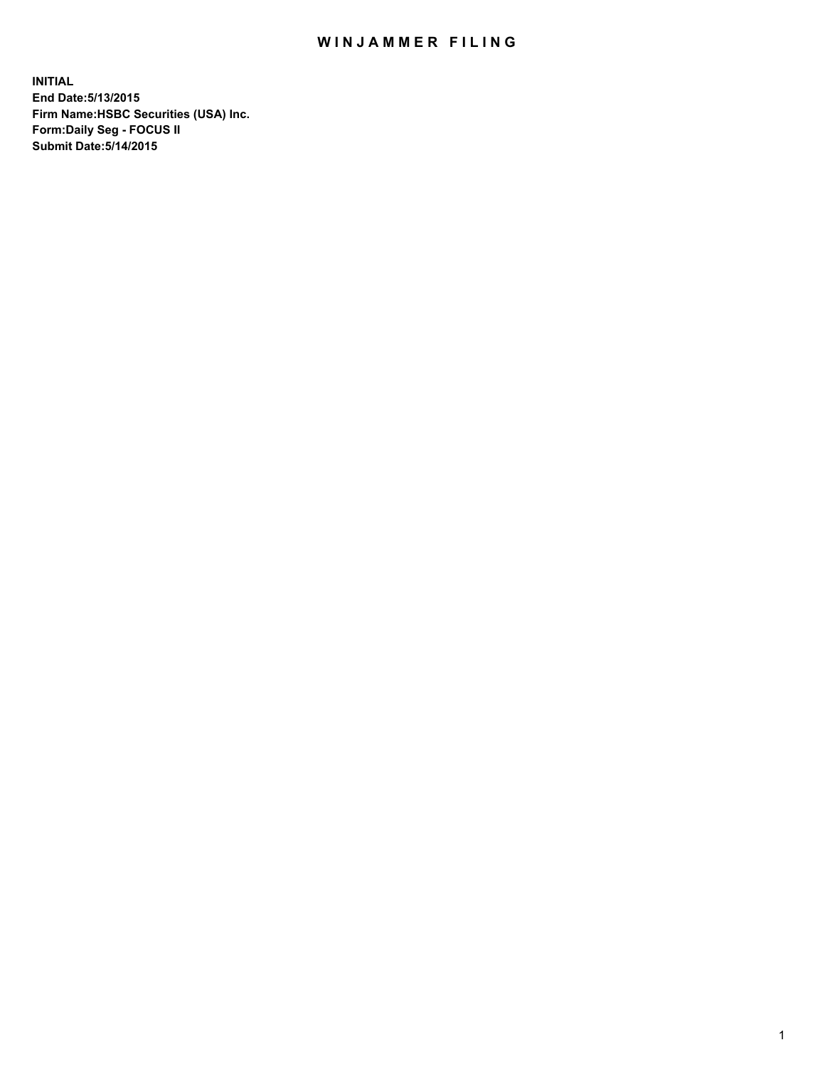# WINJAMMER FILING

**INITIAL**
**End Date:5/13/2015**
**Firm Name:HSBC Securities (USA) Inc.**
**Form:Daily Seg - FOCUS II**
**Submit Date:5/14/2015**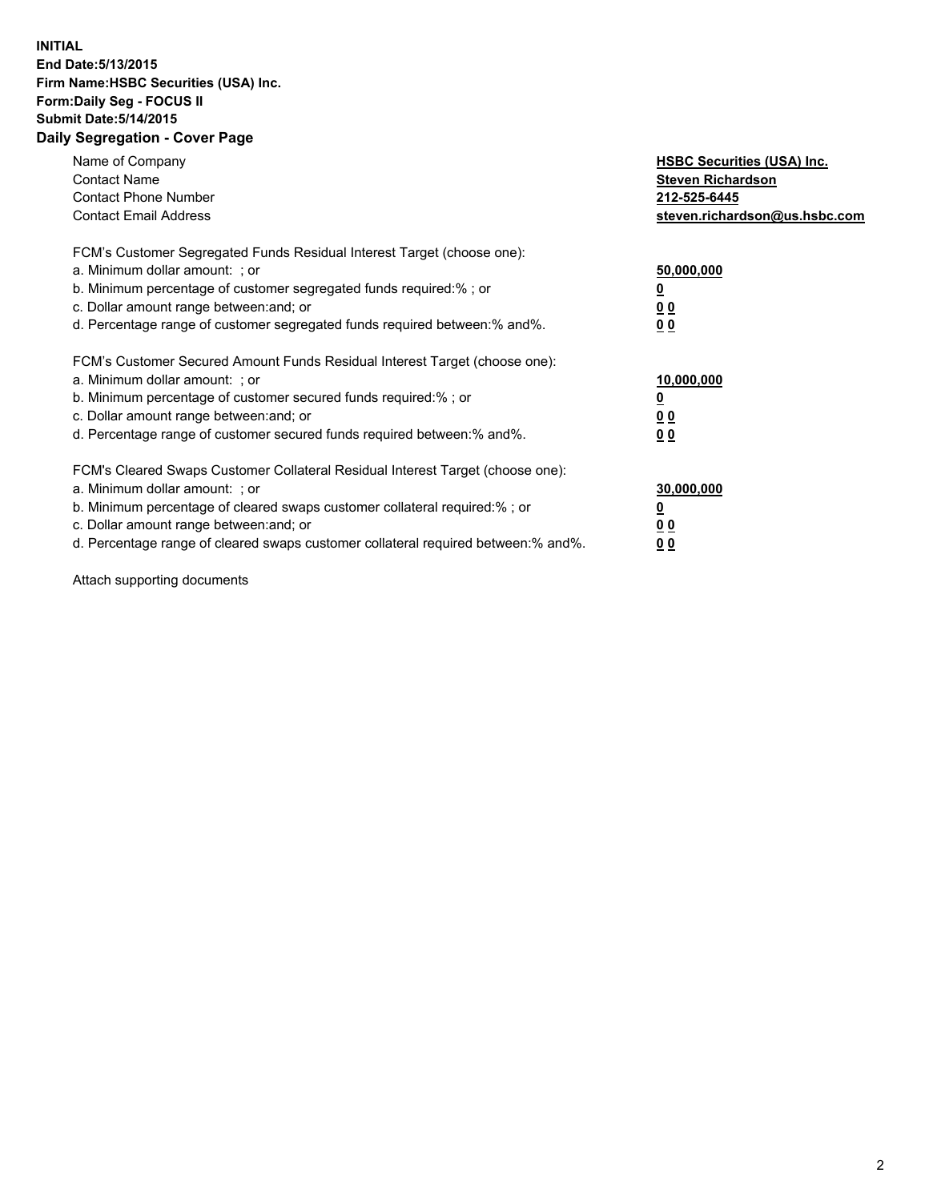**INITIAL**
**End Date:5/13/2015**
**Firm Name:HSBC Securities (USA) Inc.**
**Form:Daily Seg - FOCUS II**
**Submit Date:5/14/2015**

## Daily Segregation - Cover Page

| | |
|---|---|
| Name of Company | **HSBC Securities (USA) Inc.** |
| Contact Name | **Steven Richardson** |
| Contact Phone Number | **212-525-6445** |
| Contact Email Address | **steven.richardson@us.hsbc.com** |

FCM's Customer Segregated Funds Residual Interest Target (choose one):

| | |
|---|---|
| a. Minimum dollar amount: ; or | **50,000,000** |
| b. Minimum percentage of customer segregated funds required:% ; or | **0** |
| c. Dollar amount range between:and; or | **0 0** |
| d. Percentage range of customer segregated funds required between:% and%. | **0 0** |

FCM's Customer Secured Amount Funds Residual Interest Target (choose one):

| | |
|---|---|
| a. Minimum dollar amount: ; or | **10,000,000** |
| b. Minimum percentage of customer secured funds required:% ; or | **0** |
| c. Dollar amount range between:and; or | **0 0** |
| d. Percentage range of customer secured funds required between:% and%. | **0 0** |

FCM's Cleared Swaps Customer Collateral Residual Interest Target (choose one):

| | |
|---|---|
| a. Minimum dollar amount: ; or | **30,000,000** |
| b. Minimum percentage of cleared swaps customer collateral required:% ; or | **0** |
| c. Dollar amount range between:and; or | **0 0** |
| d. Percentage range of cleared swaps customer collateral required between:% and%. | **0 0** |

Attach supporting documents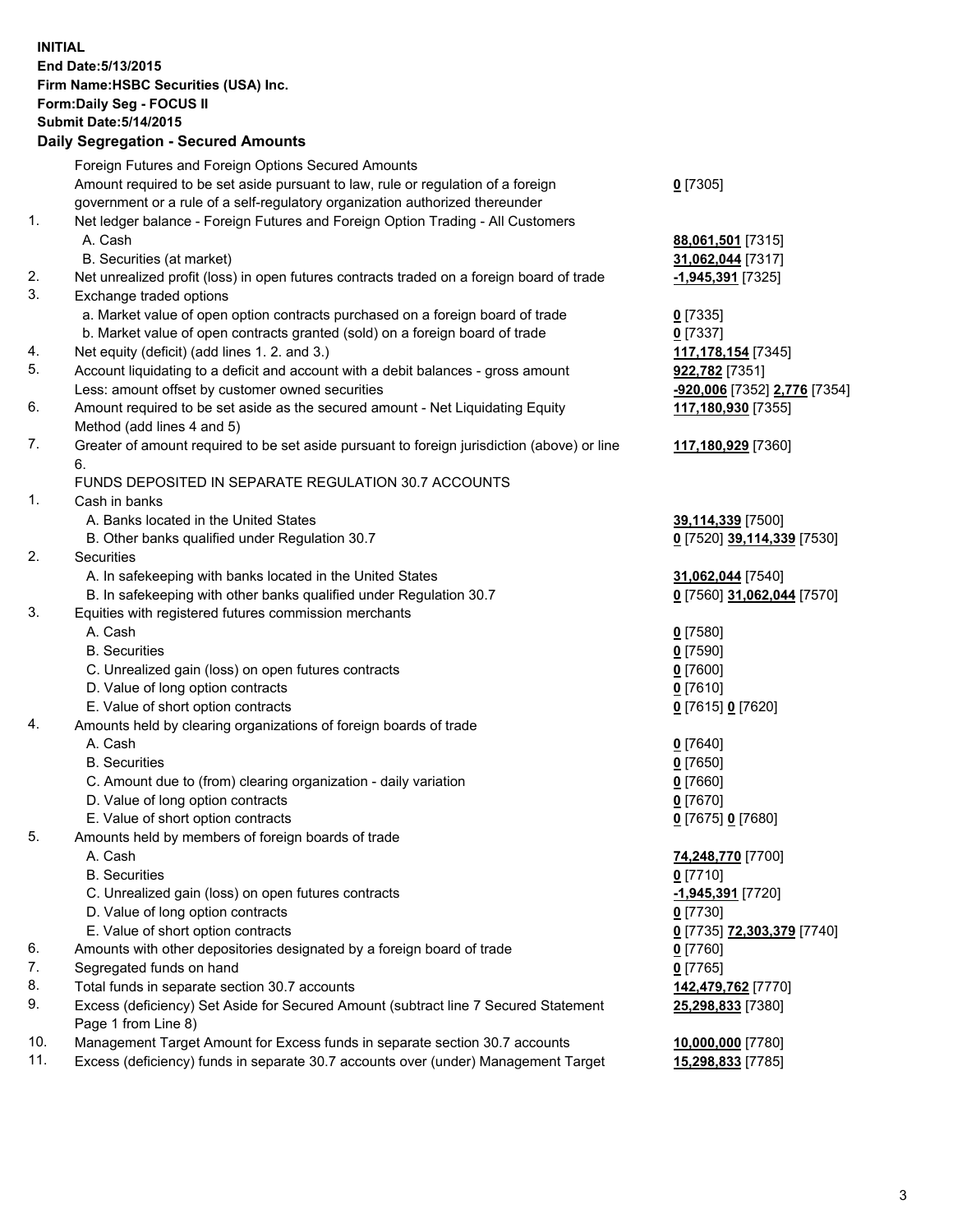**INITIAL**
**End Date:5/13/2015**
**Firm Name:HSBC Securities (USA) Inc.**
**Form:Daily Seg - FOCUS II**
**Submit Date:5/14/2015**

## Daily Segregation - Secured Amounts

| | | |
|---|---|---|
| | Foreign Futures and Foreign Options Secured Amounts | |
| | Amount required to be set aside pursuant to law, rule or regulation of a foreign government or a rule of a self-regulatory organization authorized thereunder | **0** [7305] |
| 1. | Net ledger balance - Foreign Futures and Foreign Option Trading - All Customers | |
| | A. Cash | **88,061,501** [7315] |
| | B. Securities (at market) | **31,062,044** [7317] |
| 2. | Net unrealized profit (loss) in open futures contracts traded on a foreign board of trade | **-1,945,391** [7325] |
| 3. | Exchange traded options | |
| | a. Market value of open option contracts purchased on a foreign board of trade | **0** [7335] |
| | b. Market value of open contracts granted (sold) on a foreign board of trade | **0** [7337] |
| 4. | Net equity (deficit) (add lines 1. 2. and 3.) | **117,178,154** [7345] |
| 5. | Account liquidating to a deficit and account with a debit balances - gross amount | **922,782** [7351] |
| | Less: amount offset by customer owned securities | **-920,006** [7352] **2,776** [7354] |
| 6. | Amount required to be set aside as the secured amount - Net Liquidating Equity Method (add lines 4 and 5) | **117,180,930** [7355] |
| 7. | Greater of amount required to be set aside pursuant to foreign jurisdiction (above) or line 6. | **117,180,929** [7360] |
| | FUNDS DEPOSITED IN SEPARATE REGULATION 30.7 ACCOUNTS | |
| 1. | Cash in banks | |
| | A. Banks located in the United States | **39,114,339** [7500] |
| | B. Other banks qualified under Regulation 30.7 | **0** [7520] **39,114,339** [7530] |
| 2. | Securities | |
| | A. In safekeeping with banks located in the United States | **31,062,044** [7540] |
| | B. In safekeeping with other banks qualified under Regulation 30.7 | **0** [7560] **31,062,044** [7570] |
| 3. | Equities with registered futures commission merchants | |
| | A. Cash | **0** [7580] |
| | B. Securities | **0** [7590] |
| | C. Unrealized gain (loss) on open futures contracts | **0** [7600] |
| | D. Value of long option contracts | **0** [7610] |
| | E. Value of short option contracts | **0** [7615] **0** [7620] |
| 4. | Amounts held by clearing organizations of foreign boards of trade | |
| | A. Cash | **0** [7640] |
| | B. Securities | **0** [7650] |
| | C. Amount due to (from) clearing organization - daily variation | **0** [7660] |
| | D. Value of long option contracts | **0** [7670] |
| | E. Value of short option contracts | **0** [7675] **0** [7680] |
| 5. | Amounts held by members of foreign boards of trade | |
| | A. Cash | **74,248,770** [7700] |
| | B. Securities | **0** [7710] |
| | C. Unrealized gain (loss) on open futures contracts | **-1,945,391** [7720] |
| | D. Value of long option contracts | **0** [7730] |
| | E. Value of short option contracts | **0** [7735] **72,303,379** [7740] |
| 6. | Amounts with other depositories designated by a foreign board of trade | **0** [7760] |
| 7. | Segregated funds on hand | **0** [7765] |
| 8. | Total funds in separate section 30.7 accounts | **142,479,762** [7770] |
| 9. | Excess (deficiency) Set Aside for Secured Amount (subtract line 7 Secured Statement Page 1 from Line 8) | **25,298,833** [7380] |
| 10. | Management Target Amount for Excess funds in separate section 30.7 accounts | **10,000,000** [7780] |
| 11. | Excess (deficiency) funds in separate 30.7 accounts over (under) Management Target | **15,298,833** [7785] |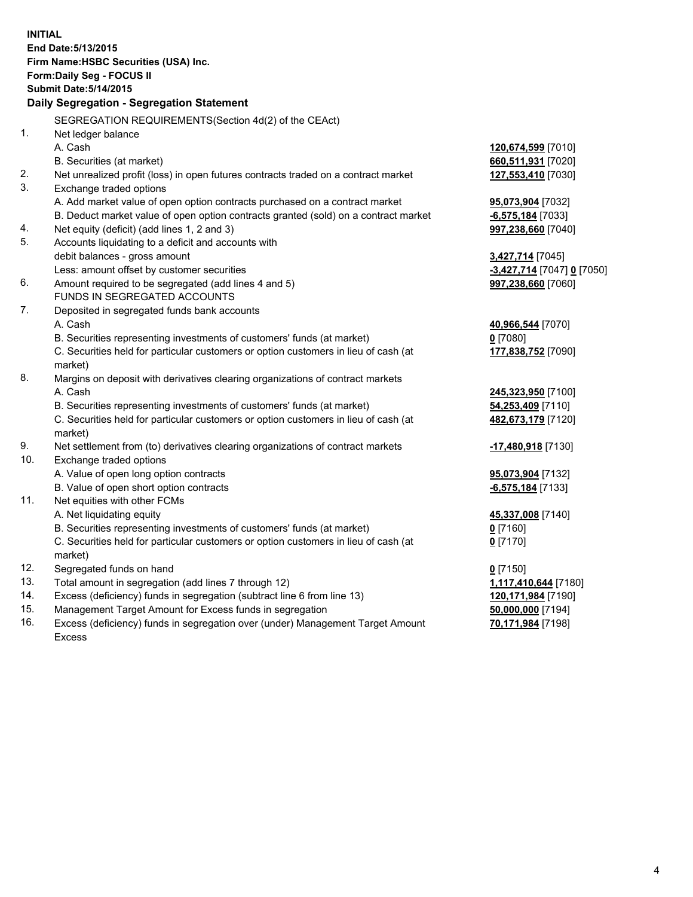**INITIAL**
**End Date:5/13/2015**
**Firm Name:HSBC Securities (USA) Inc.**
**Form:Daily Seg - FOCUS II**
**Submit Date:5/14/2015**

## Daily Segregation - Segregation Statement

SEGREGATION REQUIREMENTS(Section 4d(2) of the CEAct)

| | | |
|---|---|---|
| 1. | Net ledger balance | |
| | A. Cash | 120,674,599 [7010] |
| | B. Securities (at market) | 660,511,931 [7020] |
| 2. | Net unrealized profit (loss) in open futures contracts traded on a contract market | 127,553,410 [7030] |
| 3. | Exchange traded options | |
| | A. Add market value of open option contracts purchased on a contract market | 95,073,904 [7032] |
| | B. Deduct market value of open option contracts granted (sold) on a contract market | -6,575,184 [7033] |
| 4. | Net equity (deficit) (add lines 1, 2 and 3) | 997,238,660 [7040] |
| 5. | Accounts liquidating to a deficit and accounts with debit balances - gross amount | 3,427,714 [7045] |
| | Less: amount offset by customer securities | -3,427,714 [7047] 0 [7050] |
| 6. | Amount required to be segregated (add lines 4 and 5) | 997,238,660 [7060] |
| | FUNDS IN SEGREGATED ACCOUNTS | |
| 7. | Deposited in segregated funds bank accounts | |
| | A. Cash | 40,966,544 [7070] |
| | B. Securities representing investments of customers' funds (at market) | 0 [7080] |
| | C. Securities held for particular customers or option customers in lieu of cash (at market) | 177,838,752 [7090] |
| 8. | Margins on deposit with derivatives clearing organizations of contract markets | |
| | A. Cash | 245,323,950 [7100] |
| | B. Securities representing investments of customers' funds (at market) | 54,253,409 [7110] |
| | C. Securities held for particular customers or option customers in lieu of cash (at market) | 482,673,179 [7120] |
| 9. | Net settlement from (to) derivatives clearing organizations of contract markets | -17,480,918 [7130] |
| 10. | Exchange traded options | |
| | A. Value of open long option contracts | 95,073,904 [7132] |
| | B. Value of open short option contracts | -6,575,184 [7133] |
| 11. | Net equities with other FCMs | |
| | A. Net liquidating equity | 45,337,008 [7140] |
| | B. Securities representing investments of customers' funds (at market) | 0 [7160] |
| | C. Securities held for particular customers or option customers in lieu of cash (at market) | 0 [7170] |
| 12. | Segregated funds on hand | 0 [7150] |
| 13. | Total amount in segregation (add lines 7 through 12) | 1,117,410,644 [7180] |
| 14. | Excess (deficiency) funds in segregation (subtract line 6 from line 13) | 120,171,984 [7190] |
| 15. | Management Target Amount for Excess funds in segregation | 50,000,000 [7194] |
| 16. | Excess (deficiency) funds in segregation over (under) Management Target Amount Excess | 70,171,984 [7198] |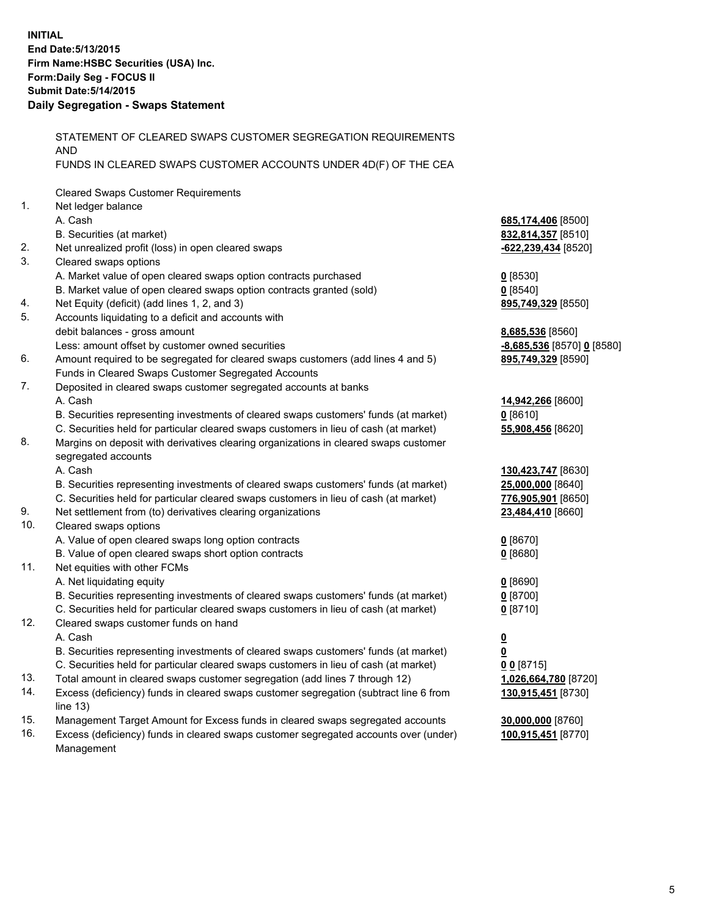**INITIAL**
**End Date:5/13/2015**
**Firm Name:HSBC Securities (USA) Inc.**
**Form:Daily Seg - FOCUS II**
**Submit Date:5/14/2015**
**Daily Segregation - Swaps Statement**

STATEMENT OF CLEARED SWAPS CUSTOMER SEGREGATION REQUIREMENTS AND FUNDS IN CLEARED SWAPS CUSTOMER ACCOUNTS UNDER 4D(F) OF THE CEA

| | | |
|---|---|---|
| | Cleared Swaps Customer Requirements | |
| 1. | Net ledger balance | |
| | A. Cash | **685,174,406** [8500] |
| | B. Securities (at market) | **832,814,357** [8510] |
| 2. | Net unrealized profit (loss) in open cleared swaps | **-622,239,434** [8520] |
| 3. | Cleared swaps options | |
| | A. Market value of open cleared swaps option contracts purchased | **0** [8530] |
| | B. Market value of open cleared swaps option contracts granted (sold) | **0** [8540] |
| 4. | Net Equity (deficit) (add lines 1, 2, and 3) | **895,749,329** [8550] |
| 5. | Accounts liquidating to a deficit and accounts with debit balances - gross amount | **8,685,536** [8560] |
| | Less: amount offset by customer owned securities | **-8,685,536** [8570] **0** [8580] |
| 6. | Amount required to be segregated for cleared swaps customers (add lines 4 and 5) | **895,749,329** [8590] |
| | Funds in Cleared Swaps Customer Segregated Accounts | |
| 7. | Deposited in cleared swaps customer segregated accounts at banks | |
| | A. Cash | **14,942,266** [8600] |
| | B. Securities representing investments of cleared swaps customers' funds (at market) | **0** [8610] |
| | C. Securities held for particular cleared swaps customers in lieu of cash (at market) | **55,908,456** [8620] |
| 8. | Margins on deposit with derivatives clearing organizations in cleared swaps customer segregated accounts | |
| | A. Cash | **130,423,747** [8630] |
| | B. Securities representing investments of cleared swaps customers' funds (at market) | **25,000,000** [8640] |
| | C. Securities held for particular cleared swaps customers in lieu of cash (at market) | **776,905,901** [8650] |
| 9. | Net settlement from (to) derivatives clearing organizations | **23,484,410** [8660] |
| 10. | Cleared swaps options | |
| | A. Value of open cleared swaps long option contracts | **0** [8670] |
| | B. Value of open cleared swaps short option contracts | **0** [8680] |
| 11. | Net equities with other FCMs | |
| | A. Net liquidating equity | **0** [8690] |
| | B. Securities representing investments of cleared swaps customers' funds (at market) | **0** [8700] |
| | C. Securities held for particular cleared swaps customers in lieu of cash (at market) | **0** [8710] |
| 12. | Cleared swaps customer funds on hand | |
| | A. Cash | **0** |
| | B. Securities representing investments of cleared swaps customers' funds (at market) | **0** |
| | C. Securities held for particular cleared swaps customers in lieu of cash (at market) | **0** **0** [8715] |
| 13. | Total amount in cleared swaps customer segregation (add lines 7 through 12) | **1,026,664,780** [8720] |
| 14. | Excess (deficiency) funds in cleared swaps customer segregation (subtract line 6 from line 13) | **130,915,451** [8730] |
| 15. | Management Target Amount for Excess funds in cleared swaps segregated accounts | **30,000,000** [8760] |
| 16. | Excess (deficiency) funds in cleared swaps customer segregated accounts over (under) Management | **100,915,451** [8770] |